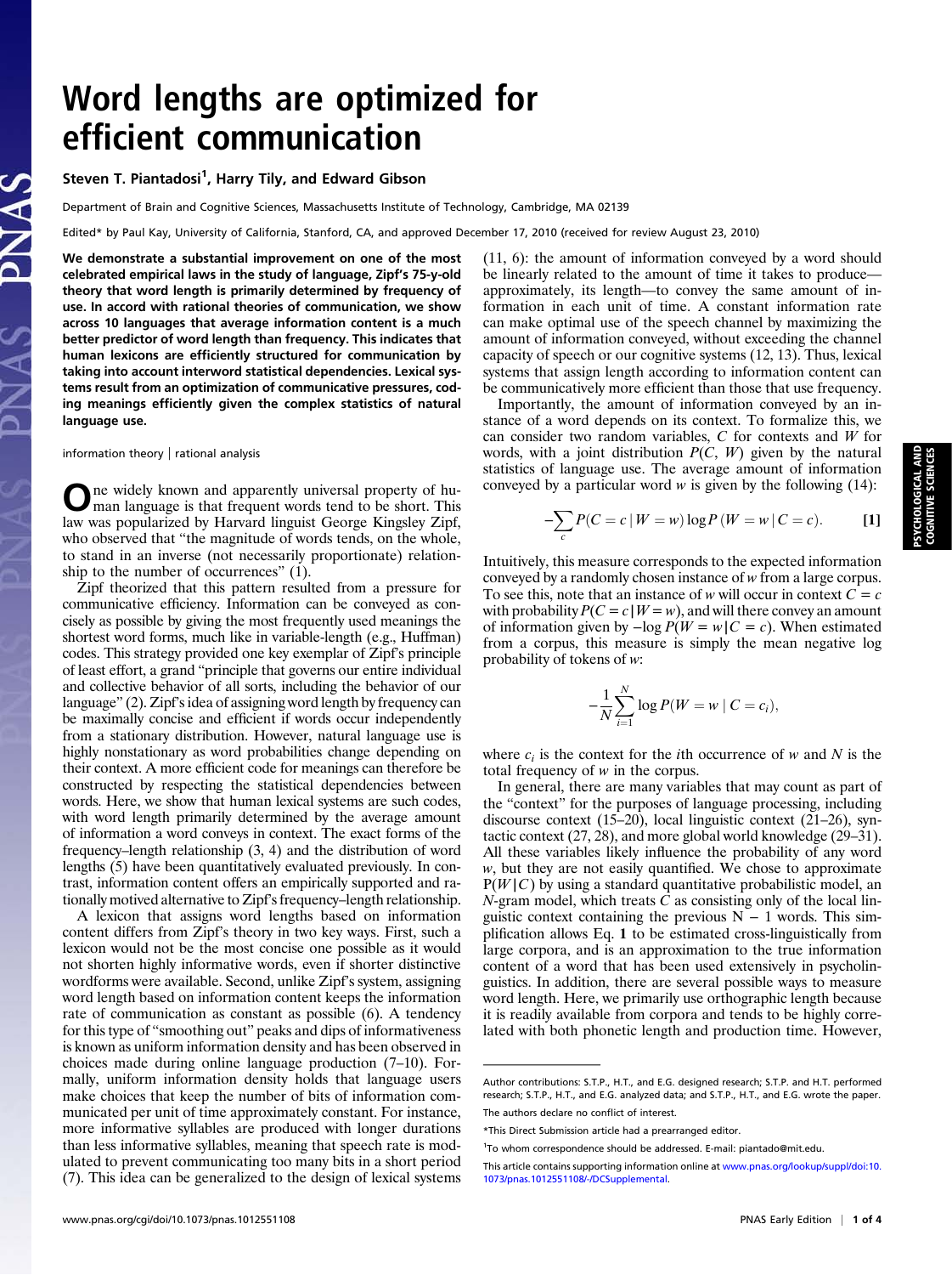# Word lengths are optimized for efficient communication

**Steven T. Piantadosi[1], Harry Tily, and Edward Gibson**

Department of Brain and Cognitive Sciences, Massachusetts Institute of Technology, Cambridge, MA 02139

Edited* by Paul Kay, University of California, Stanford, CA, and approved December 17, 2010 (received for review August 23, 2010)

**We demonstrate a substantial improvement on one of the most celebrated empirical laws in the study of language, Zipf's 75-y-old theory that word length is primarily determined by frequency of use. In accord with rational theories of communication, we show across 10 languages that average information content is a much better predictor of word length than frequency. This indicates that human lexicons are efficiently structured for communication by taking into account interword statistical dependencies. Lexical systems result from an optimization of communicative pressures, coding meanings efficiently given the complex statistics of natural language use.**

information theory | rational analysis

One widely known and apparently universal property of human language is that frequent words tend to be short. This law was popularized by Harvard linguist George Kingsley Zipf, who observed that "the magnitude of words tends, on the whole, to stand in an inverse (not necessarily proportionate) relationship to the number of occurrences" (1).

Zipf theorized that this pattern resulted from a pressure for communicative efficiency. Information can be conveyed as concisely as possible by giving the most frequently used meanings the shortest word forms, much like in variable-length (e.g., Huffman) codes. This strategy provided one key exemplar of Zipf's principle of least effort, a grand "principle that governs our entire individual and collective behavior of all sorts, including the behavior of our language" (2). Zipf's idea of assigning word length by frequency can be maximally concise and efficient if words occur independently from a stationary distribution. However, natural language use is highly nonstationary as word probabilities change depending on their context. A more efficient code for meanings can therefore be constructed by respecting the statistical dependencies between words. Here, we show that human lexical systems are such codes, with word length primarily determined by the average amount of information a word conveys in context. The exact forms of the frequency–length relationship (3, 4) and the distribution of word lengths (5) have been quantitatively evaluated previously. In contrast, information content offers an empirically supported and rationally motivated alternative to Zipf's frequency–length relationship.

A lexicon that assigns word lengths based on information content differs from Zipf's theory in two key ways. First, such a lexicon would not be the most concise one possible as it would not shorten highly informative words, even if shorter distinctive wordforms were available. Second, unlike Zipf's system, assigning word length based on information content keeps the information rate of communication as constant as possible (6). A tendency for this type of "smoothing out" peaks and dips of informativeness is known as uniform information density and has been observed in choices made during online language production (7–10). Formally, uniform information density holds that language users make choices that keep the number of bits of information communicated per unit of time approximately constant. For instance, more informative syllables are produced with longer durations than less informative syllables, meaning that speech rate is modulated to prevent communicating too many bits in a short period (7). This idea can be generalized to the design of lexical systems (11, 6): the amount of information conveyed by a word should be linearly related to the amount of time it takes to produce—approximately, its length—to convey the same amount of information in each unit of time. A constant information rate can make optimal use of the speech channel by maximizing the amount of information conveyed, without exceeding the channel capacity of speech or our cognitive systems (12, 13). Thus, lexical systems that assign length according to information content can be communicatively more efficient than those that use frequency.

Importantly, the amount of information conveyed by an instance of a word depends on its context. To formalize this, we can consider two random variables, $C$ for contexts and $W$ for words, with a joint distribution $P(C, W)$ given by the natural statistics of language use. The average amount of information conveyed by a particular word $w$ is given by the following (14):

$$-\sum_{c} P(C = c \mid W = w) \log P(W = w \mid C = c). \qquad [1]$$

Intuitively, this measure corresponds to the expected information conveyed by a randomly chosen instance of $w$ from a large corpus. To see this, note that an instance of $w$ will occur in context $C = c$ with probability $P(C = c \mid W = w)$, and will there convey an amount of information given by $-\log P(W = w \mid C = c)$. When estimated from a corpus, this measure is simply the mean negative log probability of tokens of $w$:

$$-\frac{1}{N}\sum_{i=1}^{N} \log P(W = w \mid C = c_i),$$

where $c_i$ is the context for the $i$th occurrence of $w$ and $N$ is the total frequency of $w$ in the corpus.

In general, there are many variables that may count as part of the "context" for the purposes of language processing, including discourse context (15–20), local linguistic context (21–26), syntactic context (27, 28), and more global world knowledge (29–31). All these variables likely influence the probability of any word $w$, but they are not easily quantified. We chose to approximate $P(W \mid C)$ by using a standard quantitative probabilistic model, an $N$-gram model, which treats $C$ as consisting only of the local linguistic context containing the previous $N - 1$ words. This simplification allows Eq. **1** to be estimated cross-linguistically from large corpora, and is an approximation to the true information content of a word that has been used extensively in psycholinguistics. In addition, there are several possible ways to measure word length. Here, we primarily use orthographic length because it is readily available from corpora and tends to be highly correlated with both phonetic length and production time. However,

---

Author contributions: S.T.P., H.T., and E.G. designed research; S.T.P. and H.T. performed research; S.T.P., H.T., and E.G. analyzed data; and S.T.P., H.T., and E.G. wrote the paper.

The authors declare no conflict of interest.

*This Direct Submission article had a prearranged editor.

[1]To whom correspondence should be addressed. E-mail: piantado@mit.edu.

This article contains supporting information online at www.pnas.org/lookup/suppl/doi:10.1073/pnas.1012551108/-/DCSupplemental.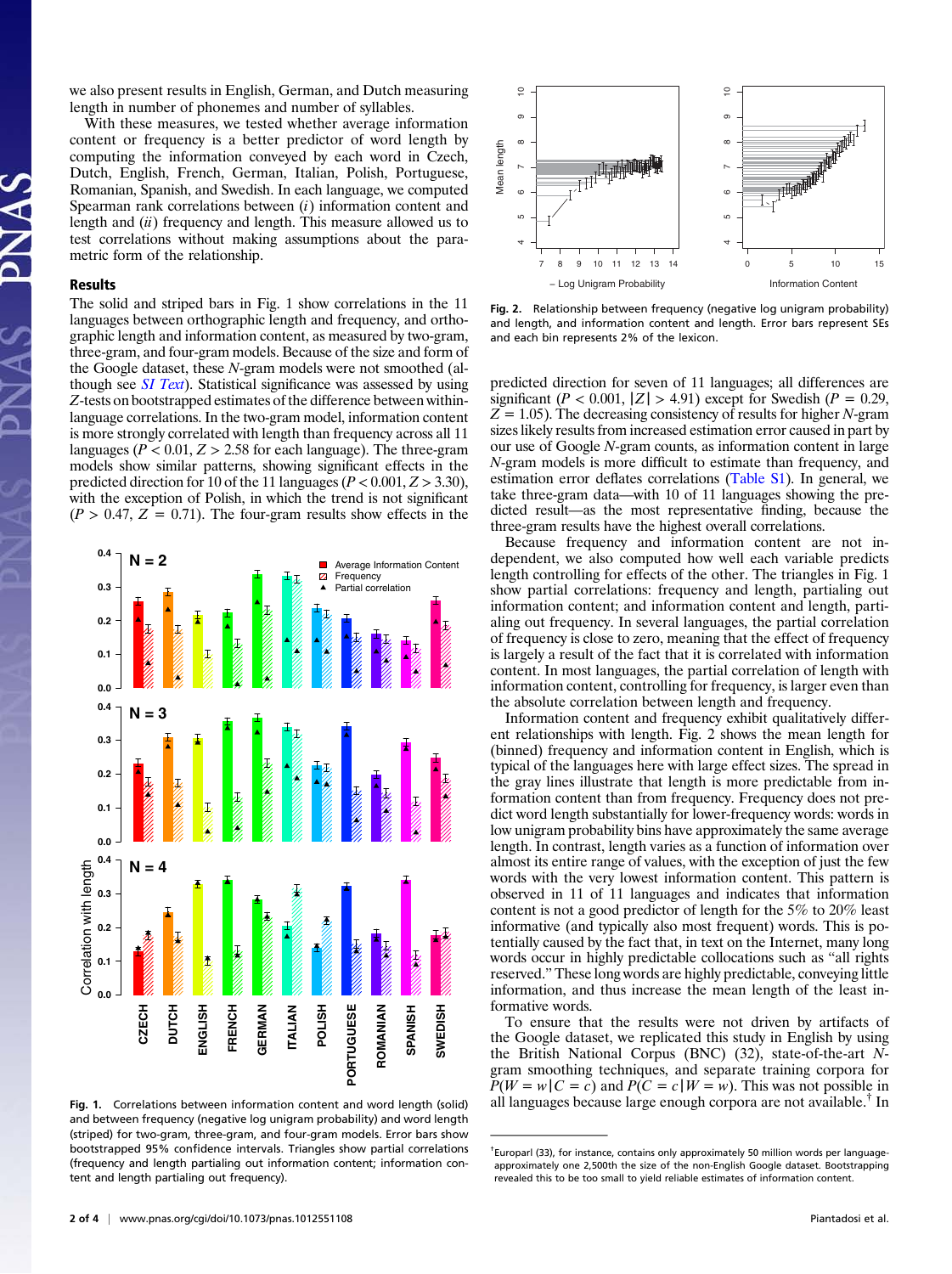we also present results in English, German, and Dutch measuring length in number of phonemes and number of syllables.

With these measures, we tested whether average information content or frequency is a better predictor of word length by computing the information conveyed by each word in Czech, Dutch, English, French, German, Italian, Polish, Portuguese, Romanian, Spanish, and Swedish. In each language, we computed Spearman rank correlations between (*i*) information content and length and (*ii*) frequency and length. This measure allowed us to test correlations without making assumptions about the parametric form of the relationship.

## Results

The solid and striped bars in Fig. 1 show correlations in the 11 languages between orthographic length and frequency, and orthographic length and information content, as measured by two-gram, three-gram, and four-gram models. Because of the size and form of the Google dataset, these $N$-gram models were not smoothed (although see *SI Text*). Statistical significance was assessed by using $Z$-tests on bootstrapped estimates of the difference between within-language correlations. In the two-gram model, information content is more strongly correlated with length than frequency across all 11 languages ($P < 0.01$, $Z > 2.58$ for each language). The three-gram models show similar patterns, showing significant effects in the predicted direction for 10 of the 11 languages ($P < 0.001$, $Z > 3.30$), with the exception of Polish, in which the trend is not significant ($P > 0.47$, $Z = 0.71$). The four-gram results show effects in the predicted direction for seven of 11 languages; all differences are significant ($P < 0.001$, $|Z| > 4.91$) except for Swedish ($P = 0.29$, $Z = 1.05$). The decreasing consistency of results for higher $N$-gram sizes likely results from increased estimation error caused in part by our use of Google $N$-gram counts, as information content in large $N$-gram models is more difficult to estimate than frequency, and estimation error deflates correlations (Table S1). In general, we take three-gram data—with 10 of 11 languages showing the predicted result—as the most representative finding, because the three-gram results have the highest overall correlations.

**Fig. 1.** Correlations between information content and word length (solid) and between frequency (negative log unigram probability) and word length (striped) for two-gram, three-gram, and four-gram models. Error bars show bootstrapped 95% confidence intervals. Triangles show partial correlations (frequency and length partialing out information content; information content and length partialing out frequency).

**Fig. 2.** Relationship between frequency (negative log unigram probability) and length, and information content and length. Error bars represent SEs and each bin represents 2% of the lexicon.

Because frequency and information content are not independent, we also computed how well each variable predicts length controlling for effects of the other. The triangles in Fig. 1 show partial correlations: frequency and length, partialing out information content; and information content and length, partialing out frequency. In several languages, the partial correlation of frequency is close to zero, meaning that the effect of frequency is largely a result of the fact that it is correlated with information content. In most languages, the partial correlation of length with information content, controlling for frequency, is larger even than the absolute correlation between length and frequency.

Information content and frequency exhibit qualitatively different relationships with length. Fig. 2 shows the mean length for (binned) frequency and information content in English, which is typical of the languages here with large effect sizes. The spread in the gray lines illustrate that length is more predictable from information content than from frequency. Frequency does not predict word length substantially for lower-frequency words: words in low unigram probability bins have approximately the same average length. In contrast, length varies as a function of information over almost its entire range of values, with the exception of just the few words with the very lowest information content. This pattern is observed in 11 of 11 languages and indicates that information content is not a good predictor of length for the 5% to 20% least informative (and typically also most frequent) words. This is potentially caused by the fact that, in text on the Internet, many long words occur in highly predictable collocations such as "all rights reserved." These long words are highly predictable, conveying little information, and thus increase the mean length of the least informative words.

To ensure that the results were not driven by artifacts of the Google dataset, we replicated this study in English by using the British National Corpus (BNC) (32), state-of-the-art $N$-gram smoothing techniques, and separate training corpora for $P(W = w|C = c)$ and $P(C = c|W = w)$. This was not possible in all languages because large enough corpora are not available.[†] In

[†]Europarl (33), for instance, contains only approximately 50 million words per language-approximately one 2,500th the size of the non-English Google dataset. Bootstrapping revealed this to be too small to yield reliable estimates of information content.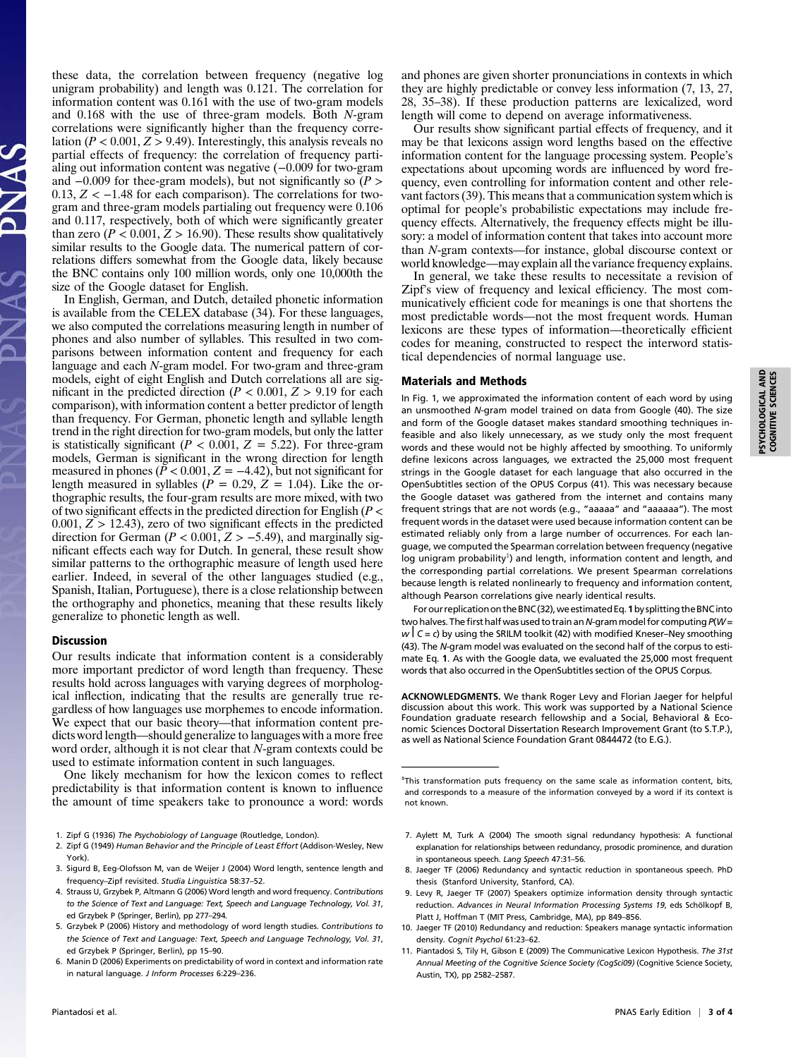these data, the correlation between frequency (negative log unigram probability) and length was 0.121. The correlation for information content was 0.161 with the use of two-gram models and 0.168 with the use of three-gram models. Both $N$-gram correlations were significantly higher than the frequency correlation ($P < 0.001$, $Z > 9.49$). Interestingly, this analysis reveals no partial effects of frequency: the correlation of frequency partialing out information content was negative (−0.009 for two-gram and −0.009 for thee-gram models), but not significantly so ($P > 0.13$, $Z < -1.48$ for each comparison). The correlations for two-gram and three-gram models partialing out frequency were 0.106 and 0.117, respectively, both of which were significantly greater than zero ($P < 0.001$, $Z > 16.90$). These results show qualitatively similar results to the Google data. The numerical pattern of correlations differs somewhat from the Google data, likely because the BNC contains only 100 million words, only one 10,000th the size of the Google dataset for English.

In English, German, and Dutch, detailed phonetic information is available from the CELEX database (34). For these languages, we also computed the correlations measuring length in number of phones and also number of syllables. This resulted in two comparisons between information content and frequency for each language and each $N$-gram model. For two-gram and three-gram models, eight of eight English and Dutch correlations all are significant in the predicted direction ($P < 0.001$, $Z > 9.19$ for each comparison), with information content a better predictor of length than frequency. For German, phonetic length and syllable length trend in the right direction for two-gram models, but only the latter is statistically significant ($P < 0.001$, $Z = 5.22$). For three-gram models, German is significant in the wrong direction for length measured in phones ($P < 0.001$, $Z = -4.42$), but not significant for length measured in syllables ($P = 0.29$, $Z = 1.04$). Like the orthographic results, the four-gram results are more mixed, with two of two significant effects in the predicted direction for English ($P < 0.001$, $Z > 12.43$), zero of two significant effects in the predicted direction for German ($P < 0.001$, $Z > -5.49$), and marginally significant effects each way for Dutch. In general, these result show similar patterns to the orthographic measure of length used here earlier. Indeed, in several of the other languages studied (e.g., Spanish, Italian, Portuguese), there is a close relationship between the orthography and phonetics, meaning that these results likely generalize to phonetic length as well.

## Discussion

Our results indicate that information content is a considerably more important predictor of word length than frequency. These results hold across languages with varying degrees of morphological inflection, indicating that the results are generally true regardless of how languages use morphemes to encode information. We expect that our basic theory—that information content predicts word length—should generalize to languages with a more free word order, although it is not clear that $N$-gram contexts could be used to estimate information content in such languages.

One likely mechanism for how the lexicon comes to reflect predictability is that information content is known to influence the amount of time speakers take to pronounce a word: words and phones are given shorter pronunciations in contexts in which they are highly predictable or convey less information (7, 13, 27, 28, 35–38). If these production patterns are lexicalized, word length will come to depend on average informativeness.

Our results show significant partial effects of frequency, and it may be that lexicons assign word lengths based on the effective information content for the language processing system. People's expectations about upcoming words are influenced by word frequency, even controlling for information content and other relevant factors (39). This means that a communication system which is optimal for people's probabilistic expectations may include frequency effects. Alternatively, the frequency effects might be illusory: a model of information content that takes into account more than $N$-gram contexts—for instance, global discourse context or world knowledge—may explain all the variance frequency explains.

In general, we take these results to necessitate a revision of Zipf's view of frequency and lexical efficiency. The most communicatively efficient code for meanings is one that shortens the most predictable words—not the most frequent words. Human lexicons are these types of information—theoretically efficient codes for meaning, constructed to respect the interword statistical dependencies of normal language use.

## Materials and Methods

In Fig. 1, we approximated the information content of each word by using an unsmoothed $N$-gram model trained on data from Google (40). The size and form of the Google dataset makes standard smoothing techniques infeasible and also likely unnecessary, as we study only the most frequent words and these would not be highly affected by smoothing. To uniformly define lexicons across languages, we extracted the 25,000 most frequent strings in the Google dataset for each language that also occurred in the OpenSubtitles section of the OPUS Corpus (41). This was necessary because the Google dataset was gathered from the internet and contains many frequent strings that are not words (e.g., "aaaaa" and "aaaaaa"). The most frequent words in the dataset were used because information content can be estimated reliably only from a large number of occurrences. For each language, we computed the Spearman correlation between frequency (negative log unigram probability[‡]) and length, information content and length, and the corresponding partial correlations. We present Spearman correlations because length is related nonlinearly to frequency and information content, although Pearson correlations give nearly identical results.

For our replication on the BNC (32), we estimated Eq. **1** by splitting the BNC into two halves. The first half was used to train an $N$-gram model for computing $P(W = w \mid C = c)$ by using the SRILM toolkit (42) with modified Kneser–Ney smoothing (43). The $N$-gram model was evaluated on the second half of the corpus to estimate Eq. **1**. As with the Google data, we evaluated the 25,000 most frequent words that also occurred in the OpenSubtitles section of the OPUS Corpus.

**ACKNOWLEDGMENTS.** We thank Roger Levy and Florian Jaeger for helpful discussion about this work. This work was supported by a National Science Foundation graduate research fellowship and a Social, Behavioral & Economic Sciences Doctoral Dissertation Research Improvement Grant (to S.T.P.), as well as National Science Foundation Grant 0844472 (to E.G.).

[‡]This transformation puts frequency on the same scale as information content, bits, and corresponds to a measure of the information conveyed by a word if its context is not known.

1. Zipf G (1936) *The Psychobiology of Language* (Routledge, London).
2. Zipf G (1949) *Human Behavior and the Principle of Least Effort* (Addison-Wesley, New York).
3. Sigurd B, Eeg-Olofsson M, van de Weijer J (2004) Word length, sentence length and frequency–Zipf revisited. *Studia Linguistica* 58:37–52.
4. Strauss U, Grzybek P, Altmann G (2006) Word length and word frequency. *Contributions to the Science of Text and Language: Text, Speech and Language Technology, Vol. 31*, ed Grzybek P (Springer, Berlin), pp 277–294.
5. Grzybek P (2006) History and methodology of word length studies. *Contributions to the Science of Text and Language: Text, Speech and Language Technology, Vol. 31*, ed Grzybek P (Springer, Berlin), pp 15–90.
6. Manin D (2006) Experiments on predictability of word in context and information rate in natural language. *J Inform Processes* 6:229–236.
7. Aylett M, Turk A (2004) The smooth signal redundancy hypothesis: A functional explanation for relationships between redundancy, prosodic prominence, and duration in spontaneous speech. *Lang Speech* 47:31–56.
8. Jaeger TF (2006) Redundancy and syntactic reduction in spontaneous speech. PhD thesis (Stanford University, Stanford, CA).
9. Levy R, Jaeger TF (2007) Speakers optimize information density through syntactic reduction. *Advances in Neural Information Processing Systems 19*, eds Schölkopf B, Platt J, Hoffman T (MIT Press, Cambridge, MA), pp 849–856.
10. Jaeger TF (2010) Redundancy and reduction: Speakers manage syntactic information density. *Cognit Psychol* 61:23–62.
11. Piantadosi S, Tily H, Gibson E (2009) The Communicative Lexicon Hypothesis. *The 31st Annual Meeting of the Cognitive Science Society (CogSci09)* (Cognitive Science Society, Austin, TX), pp 2582–2587.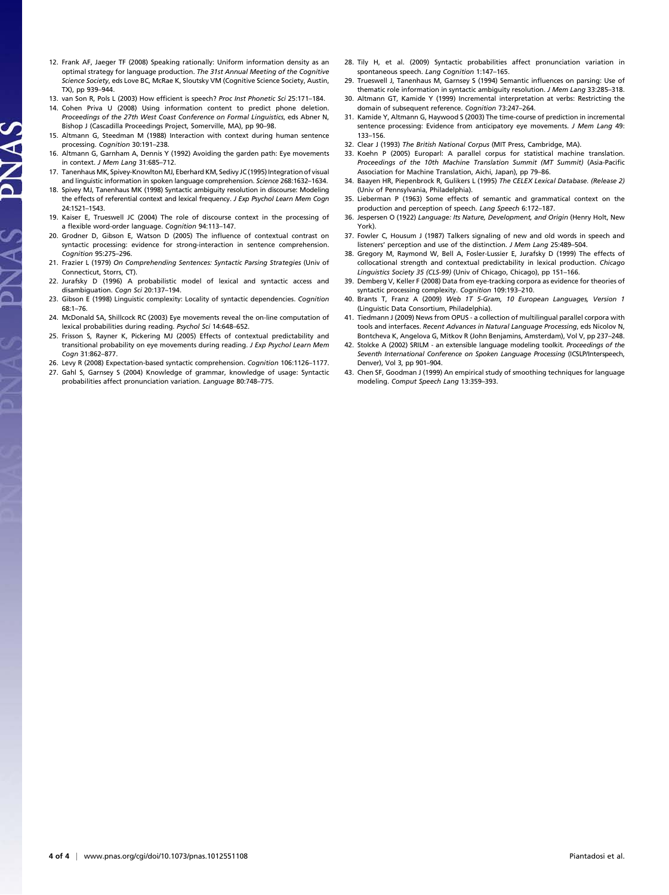12. Frank AF, Jaeger TF (2008) Speaking rationally: Uniform information density as an optimal strategy for language production. *The 31st Annual Meeting of the Cognitive Science Society*, eds Love BC, McRae K, Sloutsky VM (Cognitive Science Society, Austin, TX), pp 939–944.
13. van Son R, Pols L (2003) How efficient is speech? *Proc Inst Phonetic Sci* 25:171–184.
14. Cohen Priva U (2008) Using information content to predict phone deletion. *Proceedings of the 27th West Coast Conference on Formal Linguistics*, eds Abner N, Bishop J (Cascadilla Proceedings Project, Somerville, MA), pp 90–98.
15. Altmann G, Steedman M (1988) Interaction with context during human sentence processing. *Cognition* 30:191–238.
16. Altmann G, Garnham A, Dennis Y (1992) Avoiding the garden path: Eye movements in context. *J Mem Lang* 31:685–712.
17. Tanenhaus MK, Spivey-Knowlton MJ, Eberhard KM, Sedivy JC (1995) Integration of visual and linguistic information in spoken language comprehension. *Science* 268:1632–1634.
18. Spivey MJ, Tanenhaus MK (1998) Syntactic ambiguity resolution in discourse: Modeling the effects of referential context and lexical frequency. *J Exp Psychol Learn Mem Cogn* 24:1521–1543.
19. Kaiser E, Trueswell JC (2004) The role of discourse context in the processing of a flexible word-order language. *Cognition* 94:113–147.
20. Grodner D, Gibson E, Watson D (2005) The influence of contextual contrast on syntactic processing: evidence for strong-interaction in sentence comprehension. *Cognition* 95:275–296.
21. Frazier L (1979) *On Comprehending Sentences: Syntactic Parsing Strategies* (Univ of Connecticut, Storrs, CT).
22. Jurafsky D (1996) A probabilistic model of lexical and syntactic access and disambiguation. *Cogn Sci* 20:137–194.
23. Gibson E (1998) Linguistic complexity: Locality of syntactic dependencies. *Cognition* 68:1–76.
24. McDonald SA, Shillcock RC (2003) Eye movements reveal the on-line computation of lexical probabilities during reading. *Psychol Sci* 14:648–652.
25. Frisson S, Rayner K, Pickering MJ (2005) Effects of contextual predictability and transitional probability on eye movements during reading. *J Exp Psychol Learn Mem Cogn* 31:862–877.
26. Levy R (2008) Expectation-based syntactic comprehension. *Cognition* 106:1126–1177.
27. Gahl S, Garnsey S (2004) Knowledge of grammar, knowledge of usage: Syntactic probabilities affect pronunciation variation. *Language* 80:748–775.
28. Tily H, et al. (2009) Syntactic probabilities affect pronunciation variation in spontaneous speech. *Lang Cognition* 1:147–165.
29. Trueswell J, Tanenhaus M, Garnsey S (1994) Semantic influences on parsing: Use of thematic role information in syntactic ambiguity resolution. *J Mem Lang* 33:285–318.
30. Altmann GT, Kamide Y (1999) Incremental interpretation at verbs: Restricting the domain of subsequent reference. *Cognition* 73:247–264.
31. Kamide Y, Altmann G, Haywood S (2003) The time-course of prediction in incremental sentence processing: Evidence from anticipatory eye movements. *J Mem Lang* 49: 133–156.
32. Clear J (1993) *The British National Corpus* (MIT Press, Cambridge, MA).
33. Koehn P (2005) Europarl: A parallel corpus for statistical machine translation. *Proceedings of the 10th Machine Translation Summit (MT Summit)* (Asia-Pacific Association for Machine Translation, Aichi, Japan), pp 79–86.
34. Baayen HR, Piepenbrock R, Gulikers L (1995) *The CELEX Lexical Database. (Release 2)* (Univ of Pennsylvania, Philadelphia).
35. Lieberman P (1963) Some effects of semantic and grammatical context on the production and perception of speech. *Lang Speech* 6:172–187.
36. Jespersen O (1922) *Language: Its Nature, Development, and Origin* (Henry Holt, New York).
37. Fowler C, Housum J (1987) Talkers signaling of new and old words in speech and listeners' perception and use of the distinction. *J Mem Lang* 25:489–504.
38. Gregory M, Raymond W, Bell A, Fosler-Lussier E, Jurafsky D (1999) The effects of collocational strength and contextual predictability in lexical production. *Chicago Linguistics Society 35 (CLS-99)* (Univ of Chicago, Chicago), pp 151–166.
39. Demberg V, Keller F (2008) Data from eye-tracking corpora as evidence for theories of syntactic processing complexity. *Cognition* 109:193–210.
40. Brants T, Franz A (2009) *Web 1T 5-Gram, 10 European Languages, Version 1* (Linguistic Data Consortium, Philadelphia).
41. Tiedmann J (2009) News from OPUS - a collection of multilingual parallel corpora with tools and interfaces. *Recent Advances in Natural Language Processing*, eds Nicolov N, Bontcheva K, Angelova G, Mitkov R (John Benjamins, Amsterdam), Vol V, pp 237–248.
42. Stolcke A (2002) SRILM - an extensible language modeling toolkit. *Proceedings of the Seventh International Conference on Spoken Language Processing* (ICSLP/Interspeech, Denver), Vol 3, pp 901–904.
43. Chen SF, Goodman J (1999) An empirical study of smoothing techniques for language modeling. *Comput Speech Lang* 13:359–393.